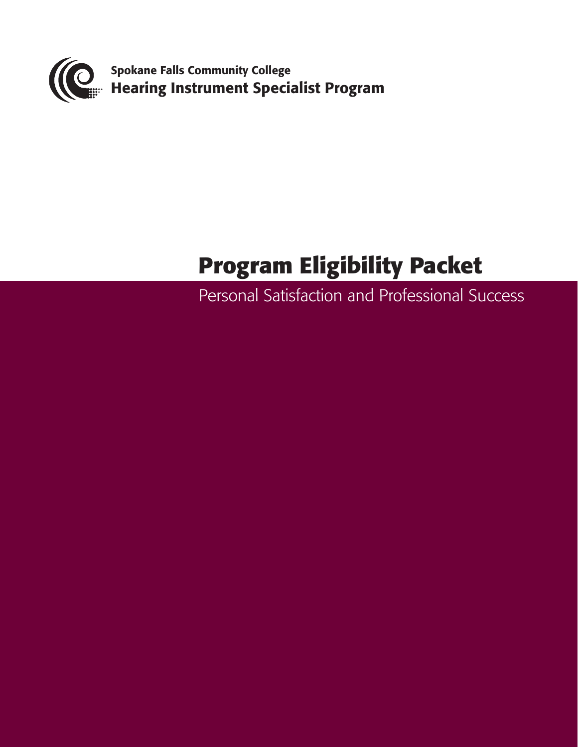**Spokane Falls Community College**
**Hearing Instrument Specialist Program**

# Program Eligibility Packet

Personal Satisfaction and Professional Success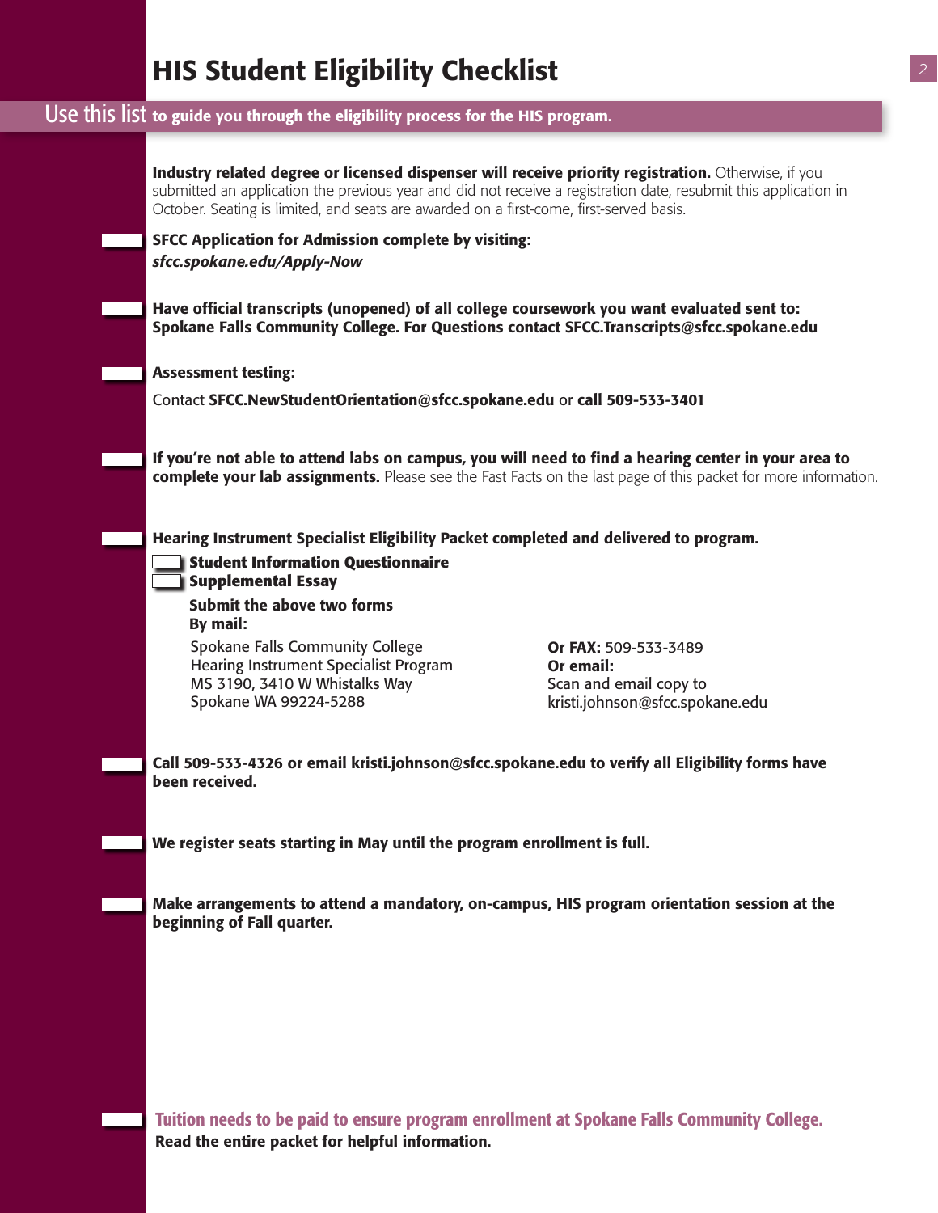# HIS Student Eligibility Checklist

**Use this list to guide you through the eligibility process for the HIS program.**

**Industry related degree or licensed dispenser will receive priority registration.** Otherwise, if you submitted an application the previous year and did not receive a registration date, resubmit this application in October. Seating is limited, and seats are awarded on a first-come, first-served basis.

- [ ] **SFCC Application for Admission complete by visiting:**
  ***sfcc.spokane.edu/Apply-Now***

- [ ] **Have official transcripts (unopened) of all college coursework you want evaluated sent to: Spokane Falls Community College. For Questions contact SFCC.Transcripts@sfcc.spokane.edu**

- [ ] **Assessment testing:**

  Contact **SFCC.NewStudentOrientation@sfcc.spokane.edu** or **call 509-533-3401**

- [ ] **If you're not able to attend labs on campus, you will need to find a hearing center in your area to complete your lab assignments.** Please see the Fast Facts on the last page of this packet for more information.

- [ ] **Hearing Instrument Specialist Eligibility Packet completed and delivered to program.**
  - [ ] **Student Information Questionnaire**
  - [ ] **Supplemental Essay**

  **Submit the above two forms**
  **By mail:**

  Spokane Falls Community College
  Hearing Instrument Specialist Program
  MS 3190, 3410 W Whistalks Way
  Spokane WA 99224-5288

  **Or FAX:** 509-533-3489
  **Or email:**
  Scan and email copy to
  kristi.johnson@sfcc.spokane.edu

- [ ] **Call 509-533-4326 or email kristi.johnson@sfcc.spokane.edu to verify all Eligibility forms have been received.**

- [ ] **We register seats starting in May until the program enrollment is full.**

- [ ] **Make arrangements to attend a mandatory, on-campus, HIS program orientation session at the beginning of Fall quarter.**

- [ ] **Tuition needs to be paid to ensure program enrollment at Spokane Falls Community College.**
  **Read the entire packet for helpful information.**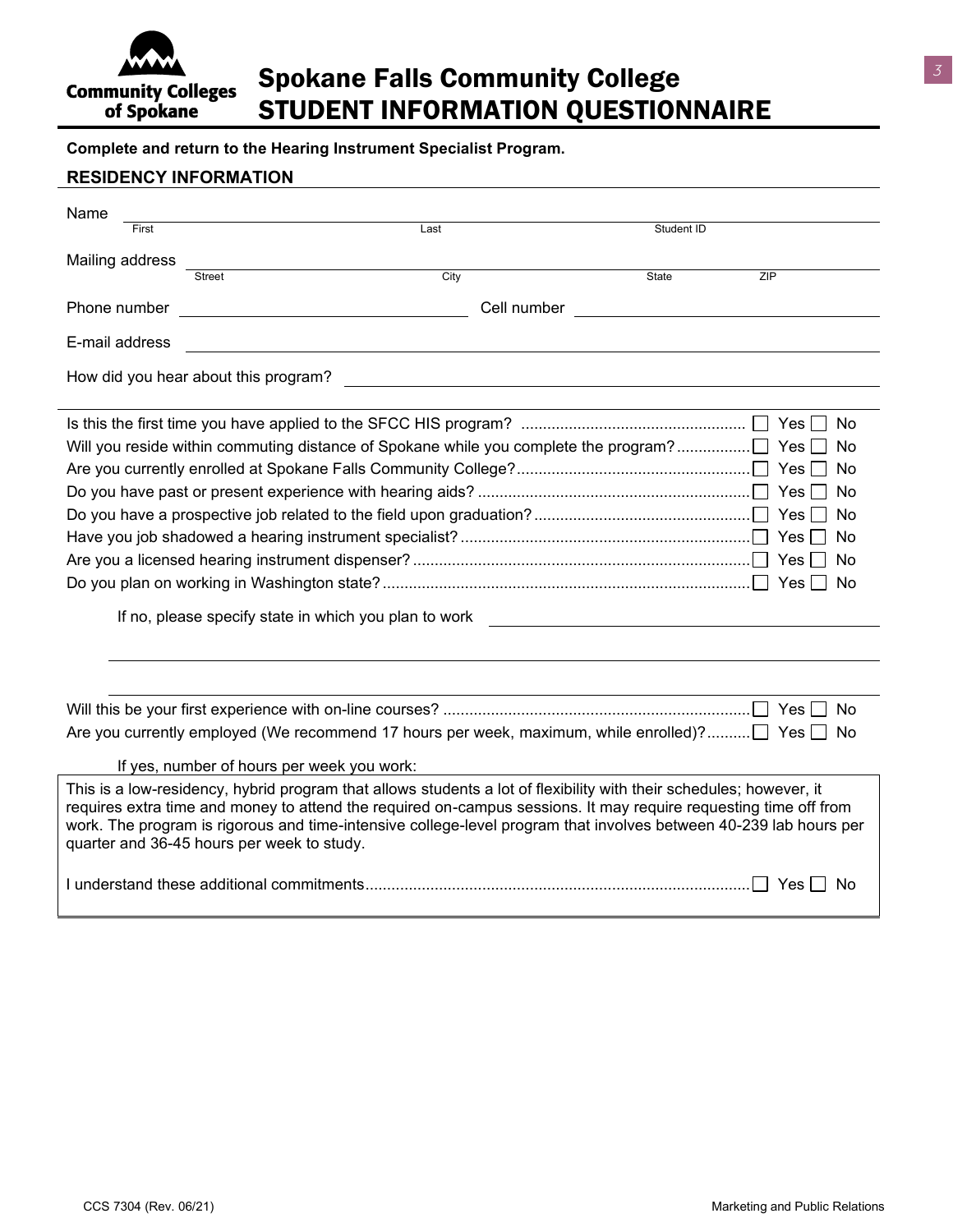Community Colleges of Spokane

# Spokane Falls Community College
# STUDENT INFORMATION QUESTIONNAIRE

**Complete and return to the Hearing Instrument Specialist Program.**

## RESIDENCY INFORMATION

Name ______________________________________________
First / Last / Student ID

Mailing address ______________________________________________
Street / City / State / ZIP

Phone number ____________________ Cell number ____________________

E-mail address ______________________________________________

How did you hear about this program? ______________________________________________

Is this the first time you have applied to the SFCC HIS program? .......... ☐ Yes ☐ No

Will you reside within commuting distance of Spokane while you complete the program? .......... ☐ Yes ☐ No

Are you currently enrolled at Spokane Falls Community College? .......... ☐ Yes ☐ No

Do you have past or present experience with hearing aids? .......... ☐ Yes ☐ No

Do you have a prospective job related to the field upon graduation? .......... ☐ Yes ☐ No

Have you job shadowed a hearing instrument specialist? .......... ☐ Yes ☐ No

Are you a licensed hearing instrument dispenser? .......... ☐ Yes ☐ No

Do you plan on working in Washington state? .......... ☐ Yes ☐ No

If no, please specify state in which you plan to work ______________________________________________

______________________________________________

______________________________________________

Will this be your first experience with on-line courses? .......... ☐ Yes ☐ No

Are you currently employed (We recommend 17 hours per week, maximum, while enrolled)? .......... ☐ Yes ☐ No

If yes, number of hours per week you work:

This is a low-residency, hybrid program that allows students a lot of flexibility with their schedules; however, it requires extra time and money to attend the required on-campus sessions. It may require requesting time off from work. The program is rigorous and time-intensive college-level program that involves between 40-239 lab hours per quarter and 36-45 hours per week to study.

I understand these additional commitments .......... ☐ Yes ☐ No

CCS 7304 (Rev. 06/21) Marketing and Public Relations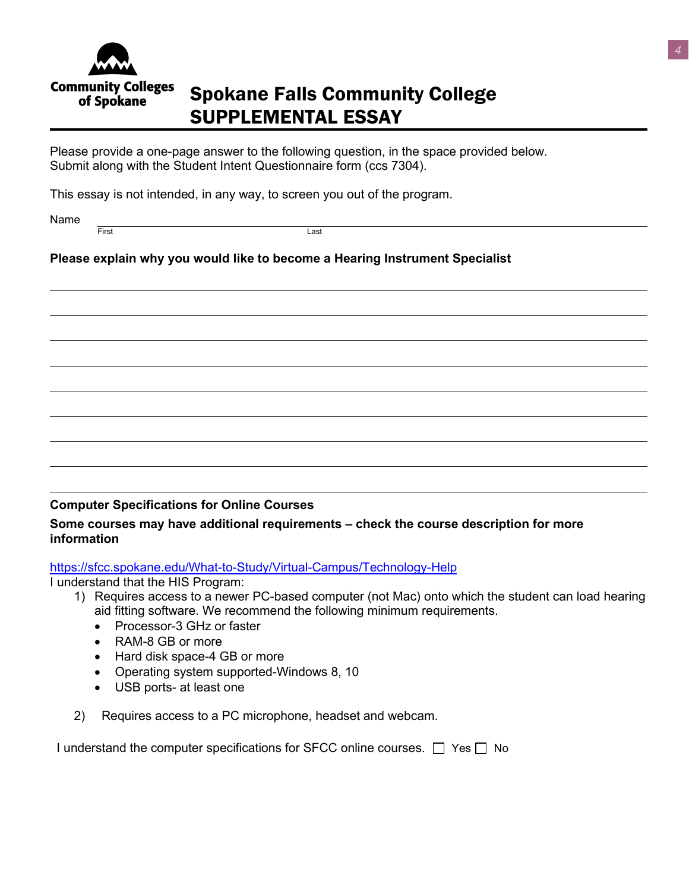Community Colleges of Spokane

# Spokane Falls Community College SUPPLEMENTAL ESSAY

Please provide a one-page answer to the following question, in the space provided below.
Submit along with the Student Intent Questionnaire form (ccs 7304).

This essay is not intended, in any way, to screen you out of the program.

Name ______________________________________________
First Last

**Please explain why you would like to become a Hearing Instrument Specialist**

________________________________________________________________

________________________________________________________________

________________________________________________________________

________________________________________________________________

________________________________________________________________

________________________________________________________________

________________________________________________________________

________________________________________________________________

________________________________________________________________

**Computer Specifications for Online Courses**

**Some courses may have additional requirements – check the course description for more information**

https://sfcc.spokane.edu/What-to-Study/Virtual-Campus/Technology-Help

I understand that the HIS Program:

1) Requires access to a newer PC-based computer (not Mac) onto which the student can load hearing aid fitting software. We recommend the following minimum requirements.
   - Processor-3 GHz or faster
   - RAM-8 GB or more
   - Hard disk space-4 GB or more
   - Operating system supported-Windows 8, 10
   - USB ports- at least one

2) Requires access to a PC microphone, headset and webcam.

I understand the computer specifications for SFCC online courses. ☐ Yes ☐ No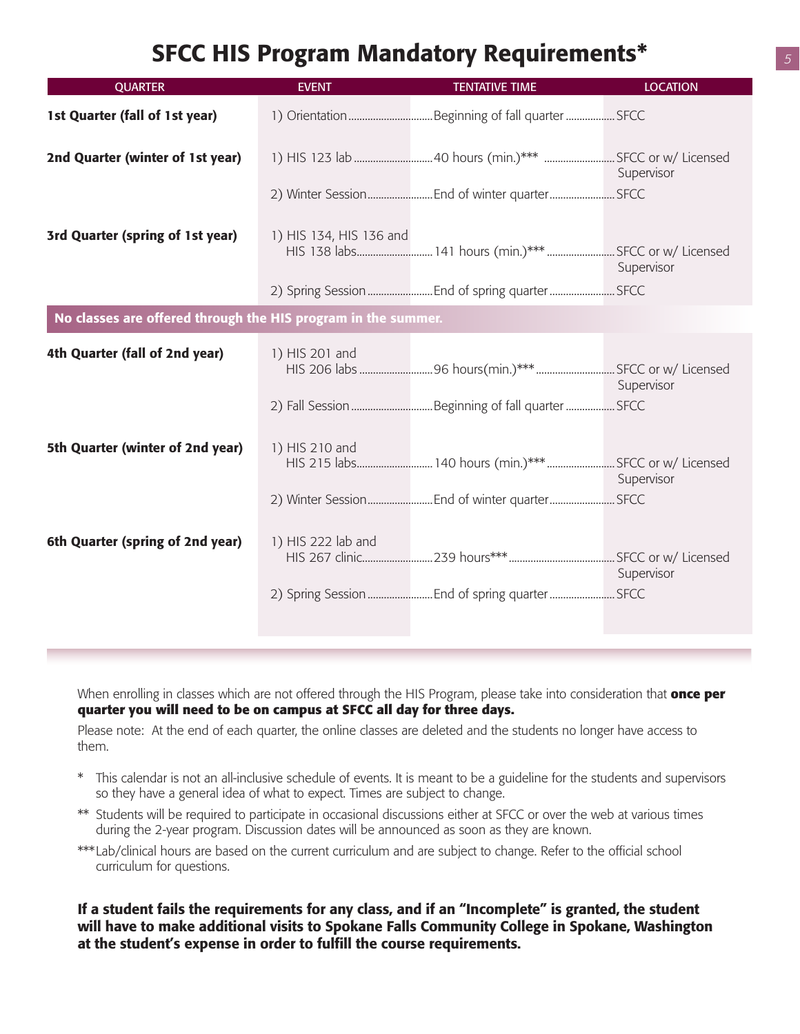# SFCC HIS Program Mandatory Requirements*

| QUARTER | EVENT | TENTATIVE TIME | LOCATION |
| --- | --- | --- | --- |
| **1st Quarter (fall of 1st year)** | 1) Orientation | Beginning of fall quarter | SFCC |
| **2nd Quarter (winter of 1st year)** | 1) HIS 123 lab | 40 hours (min.)*** | SFCC or w/ Licensed Supervisor |
| | 2) Winter Session | End of winter quarter | SFCC |
| **3rd Quarter (spring of 1st year)** | 1) HIS 134, HIS 136 and HIS 138 labs | 141 hours (min.)*** | SFCC or w/ Licensed Supervisor |
| | 2) Spring Session | End of spring quarter | SFCC |
| **No classes are offered through the HIS program in the summer.** | | | |
| **4th Quarter (fall of 2nd year)** | 1) HIS 201 and HIS 206 labs | 96 hours(min.)*** | SFCC or w/ Licensed Supervisor |
| | 2) Fall Session | Beginning of fall quarter | SFCC |
| **5th Quarter (winter of 2nd year)** | 1) HIS 210 and HIS 215 labs | 140 hours (min.)*** | SFCC or w/ Licensed Supervisor |
| | 2) Winter Session | End of winter quarter | SFCC |
| **6th Quarter (spring of 2nd year)** | 1) HIS 222 lab and HIS 267 clinic | 239 hours*** | SFCC or w/ Licensed Supervisor |
| | 2) Spring Session | End of spring quarter | SFCC |

When enrolling in classes which are not offered through the HIS Program, please take into consideration that **once per quarter you will need to be on campus at SFCC all day for three days.**

Please note: At the end of each quarter, the online classes are deleted and the students no longer have access to them.

\* This calendar is not an all-inclusive schedule of events. It is meant to be a guideline for the students and supervisors so they have a general idea of what to expect. Times are subject to change.

** Students will be required to participate in occasional discussions either at SFCC or over the web at various times during the 2-year program. Discussion dates will be announced as soon as they are known.

*** Lab/clinical hours are based on the current curriculum and are subject to change. Refer to the official school curriculum for questions.

**If a student fails the requirements for any class, and if an "Incomplete" is granted, the student will have to make additional visits to Spokane Falls Community College in Spokane, Washington at the student's expense in order to fulfill the course requirements.**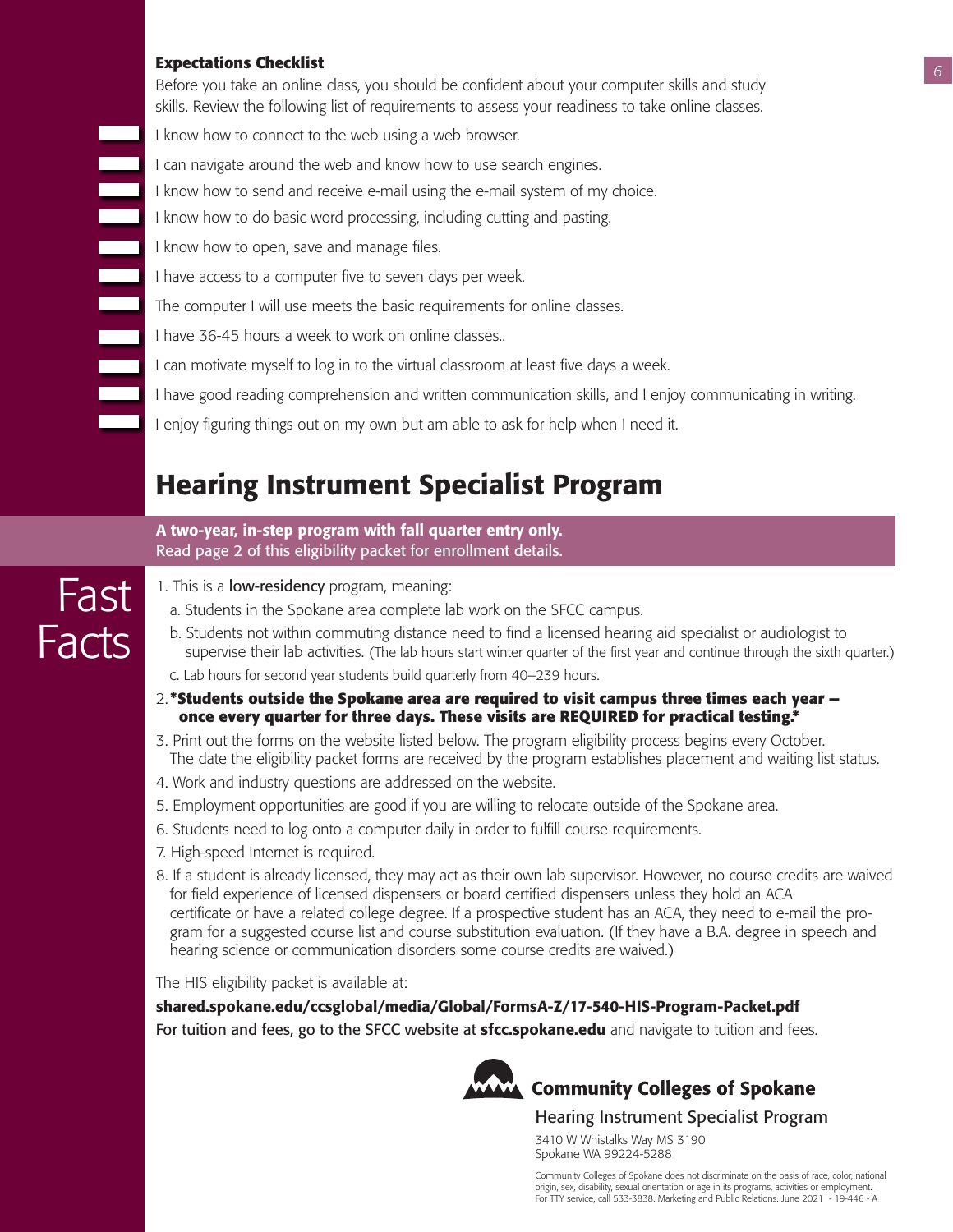**Expectations Checklist**

Before you take an online class, you should be confident about your computer skills and study skills. Review the following list of requirements to assess your readiness to take online classes.

- I know how to connect to the web using a web browser.
- I can navigate around the web and know how to use search engines.
- I know how to send and receive e-mail using the e-mail system of my choice.
- I know how to do basic word processing, including cutting and pasting.
- I know how to open, save and manage files.
- I have access to a computer five to seven days per week.
- The computer I will use meets the basic requirements for online classes.
- I have 36-45 hours a week to work on online classes..
- I can motivate myself to log in to the virtual classroom at least five days a week.
- I have good reading comprehension and written communication skills, and I enjoy communicating in writing.
- I enjoy figuring things out on my own but am able to ask for help when I need it.

# Hearing Instrument Specialist Program

**A two-year, in-step program with fall quarter entry only.**
Read page 2 of this eligibility packet for enrollment details.

## Fast Facts

1. This is a **low-residency** program, meaning:
   a. Students in the Spokane area complete lab work on the SFCC campus.
   b. Students not within commuting distance need to find a licensed hearing aid specialist or audiologist to supervise their lab activities. (The lab hours start winter quarter of the first year and continue through the sixth quarter.)
   c. Lab hours for second year students build quarterly from 40–239 hours.
2. **\*Students outside the Spokane area are required to visit campus three times each year – once every quarter for three days. These visits are REQUIRED for practical testing.\***
3. Print out the forms on the website listed below. The program eligibility process begins every October. The date the eligibility packet forms are received by the program establishes placement and waiting list status.
4. Work and industry questions are addressed on the website.
5. Employment opportunities are good if you are willing to relocate outside of the Spokane area.
6. Students need to log onto a computer daily in order to fulfill course requirements.
7. High-speed Internet is required.
8. If a student is already licensed, they may act as their own lab supervisor. However, no course credits are waived for field experience of licensed dispensers or board certified dispensers unless they hold an ACA certificate or have a related college degree. If a prospective student has an ACA, they need to e-mail the program for a suggested course list and course substitution evaluation. (If they have a B.A. degree in speech and hearing science or communication disorders some course credits are waived.)

The HIS eligibility packet is available at:

**shared.spokane.edu/ccsglobal/media/Global/FormsA-Z/17-540-HIS-Program-Packet.pdf**

For tuition and fees, go to the SFCC website at **sfcc.spokane.edu** and navigate to tuition and fees.

**Community Colleges of Spokane**

Hearing Instrument Specialist Program

3410 W Whistalks Way MS 3190
Spokane WA 99224-5288

Community Colleges of Spokane does not discriminate on the basis of race, color, national origin, sex, disability, sexual orientation or age in its programs, activities or employment. For TTY service, call 533-3838. Marketing and Public Relations. June 2021 - 19-446 - A